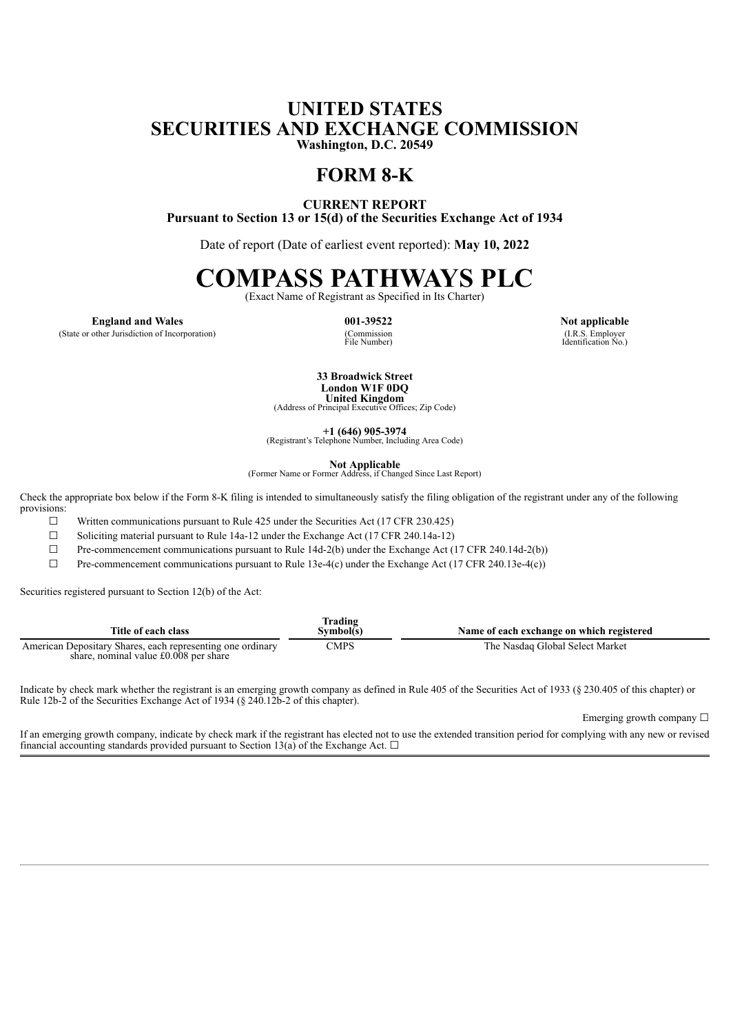# UNITED STATES
# SECURITIES AND EXCHANGE COMMISSION
**Washington, D.C. 20549**

# FORM 8-K

**CURRENT REPORT**
**Pursuant to Section 13 or 15(d) of the Securities Exchange Act of 1934**

Date of report (Date of earliest event reported): **May 10, 2022**

# COMPASS PATHWAYS PLC
(Exact Name of Registrant as Specified in Its Charter)

| **England and Wales** | **001-39522** | **Not applicable** |
|---|---|---|
| (State or other Jurisdiction of Incorporation) | (Commission File Number) | (I.R.S. Employer Identification No.) |

**33 Broadwick Street**
**London W1F 0DQ**
**United Kingdom**
(Address of Principal Executive Offices; Zip Code)

**+1 (646) 905-3974**
(Registrant's Telephone Number, Including Area Code)

**Not Applicable**
(Former Name or Former Address, if Changed Since Last Report)

Check the appropriate box below if the Form 8-K filing is intended to simultaneously satisfy the filing obligation of the registrant under any of the following provisions:

☐ Written communications pursuant to Rule 425 under the Securities Act (17 CFR 230.425)

☐ Soliciting material pursuant to Rule 14a-12 under the Exchange Act (17 CFR 240.14a-12)

☐ Pre-commencement communications pursuant to Rule 14d-2(b) under the Exchange Act (17 CFR 240.14d-2(b))

☐ Pre-commencement communications pursuant to Rule 13e-4(c) under the Exchange Act (17 CFR 240.13e-4(c))

Securities registered pursuant to Section 12(b) of the Act:

| Title of each class | Trading Symbol(s) | Name of each exchange on which registered |
|---|---|---|
| American Depositary Shares, each representing one ordinary share, nominal value £0.008 per share | CMPS | The Nasdaq Global Select Market |

Indicate by check mark whether the registrant is an emerging growth company as defined in Rule 405 of the Securities Act of 1933 (§ 230.405 of this chapter) or Rule 12b-2 of the Securities Exchange Act of 1934 (§ 240.12b-2 of this chapter).

Emerging growth company ☐

If an emerging growth company, indicate by check mark if the registrant has elected not to use the extended transition period for complying with any new or revised financial accounting standards provided pursuant to Section 13(a) of the Exchange Act. ☐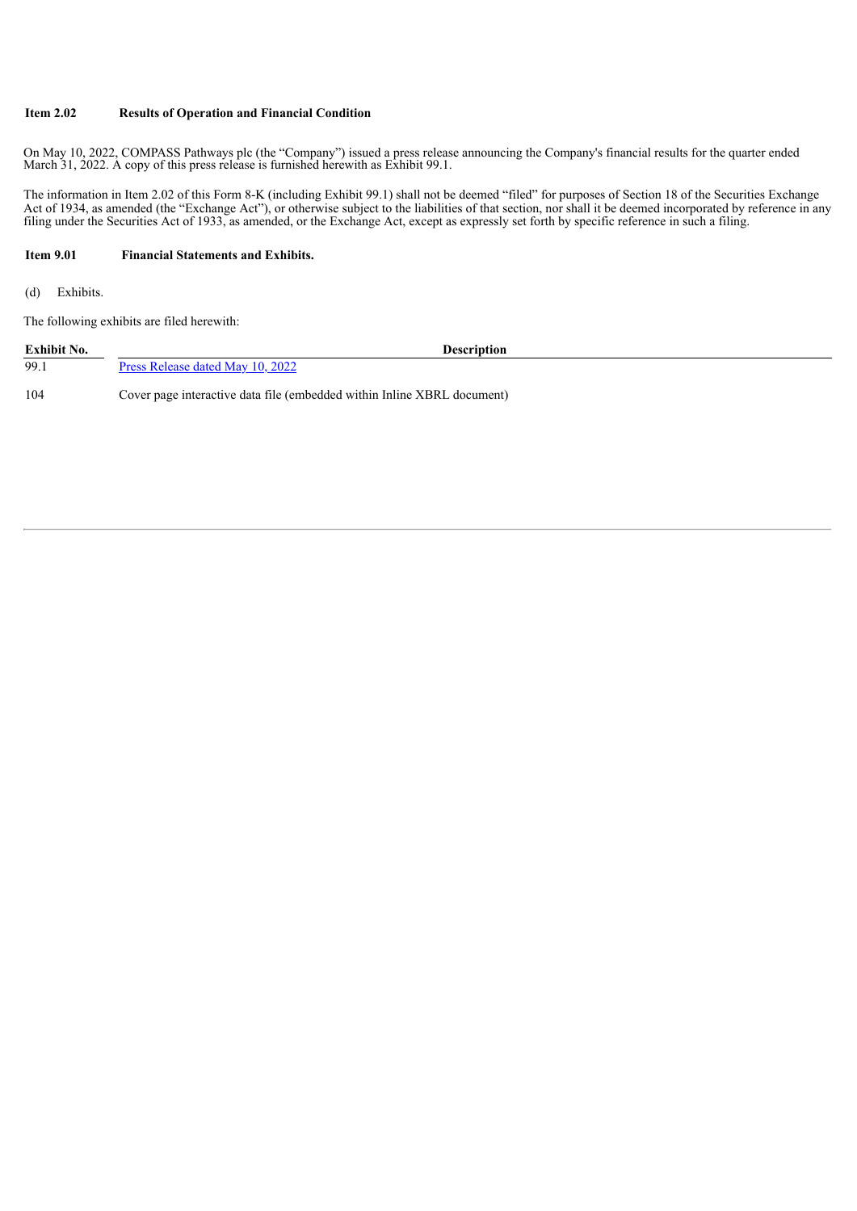**Item 2.02 Results of Operation and Financial Condition**

On May 10, 2022, COMPASS Pathways plc (the "Company") issued a press release announcing the Company's financial results for the quarter ended March 31, 2022. A copy of this press release is furnished herewith as Exhibit 99.1.

The information in Item 2.02 of this Form 8-K (including Exhibit 99.1) shall not be deemed "filed" for purposes of Section 18 of the Securities Exchange Act of 1934, as amended (the "Exchange Act"), or otherwise subject to the liabilities of that section, nor shall it be deemed incorporated by reference in any filing under the Securities Act of 1933, as amended, or the Exchange Act, except as expressly set forth by specific reference in such a filing.

**Item 9.01 Financial Statements and Exhibits.**

(d) Exhibits.

The following exhibits are filed herewith:

| Exhibit No. | Description |
|---|---|
| 99.1 | Press Release dated May 10, 2022 |
| 104 | Cover page interactive data file (embedded within Inline XBRL document) |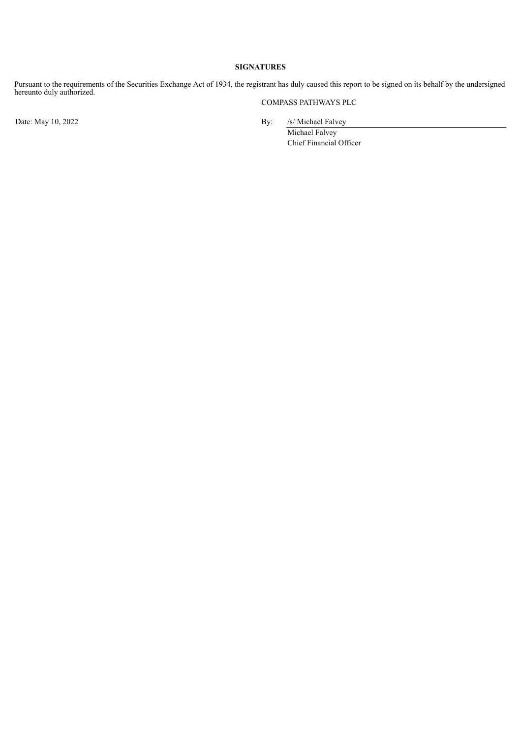**SIGNATURES**

Pursuant to the requirements of the Securities Exchange Act of 1934, the registrant has duly caused this report to be signed on its behalf by the undersigned hereunto duly authorized.

COMPASS PATHWAYS PLC

Date: May 10, 2022

By: /s/ Michael Falvey

Michael Falvey
Chief Financial Officer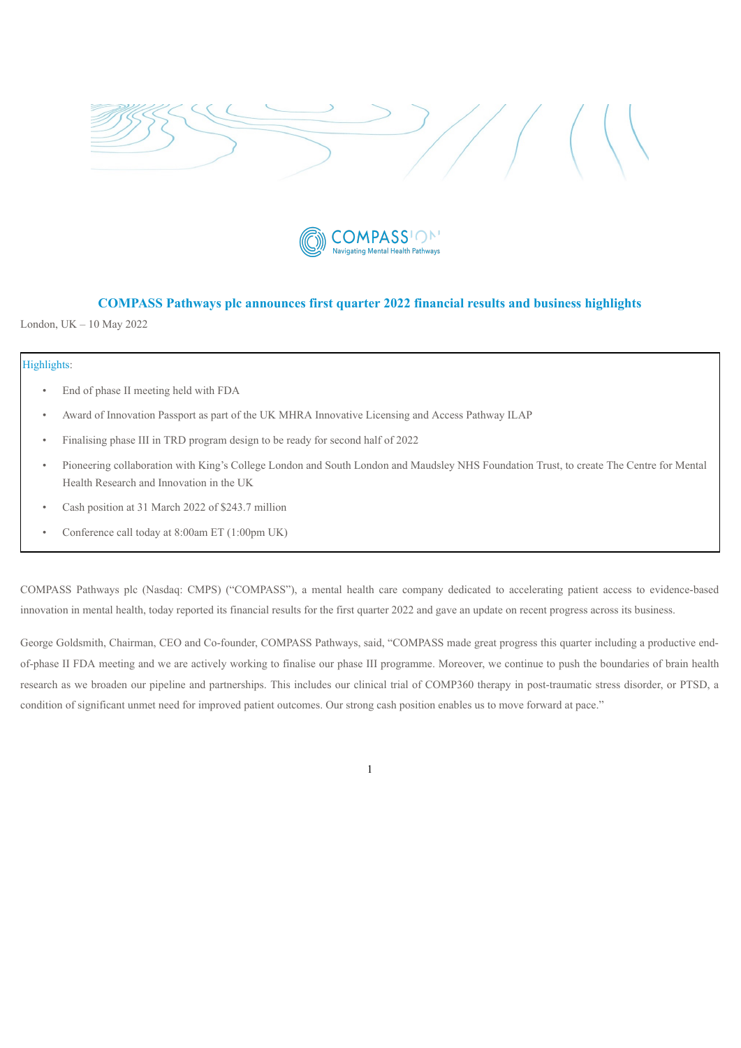## COMPASS Pathways plc announces first quarter 2022 financial results and business highlights

London, UK – 10 May 2022

Highlights:

- End of phase II meeting held with FDA
- Award of Innovation Passport as part of the UK MHRA Innovative Licensing and Access Pathway ILAP
- Finalising phase III in TRD program design to be ready for second half of 2022
- Pioneering collaboration with King's College London and South London and Maudsley NHS Foundation Trust, to create The Centre for Mental Health Research and Innovation in the UK
- Cash position at 31 March 2022 of $243.7 million
- Conference call today at 8:00am ET (1:00pm UK)

COMPASS Pathways plc (Nasdaq: CMPS) ("COMPASS"), a mental health care company dedicated to accelerating patient access to evidence-based innovation in mental health, today reported its financial results for the first quarter 2022 and gave an update on recent progress across its business.

George Goldsmith, Chairman, CEO and Co-founder, COMPASS Pathways, said, "COMPASS made great progress this quarter including a productive end-of-phase II FDA meeting and we are actively working to finalise our phase III programme. Moreover, we continue to push the boundaries of brain health research as we broaden our pipeline and partnerships. This includes our clinical trial of COMP360 therapy in post-traumatic stress disorder, or PTSD, a condition of significant unmet need for improved patient outcomes. Our strong cash position enables us to move forward at pace."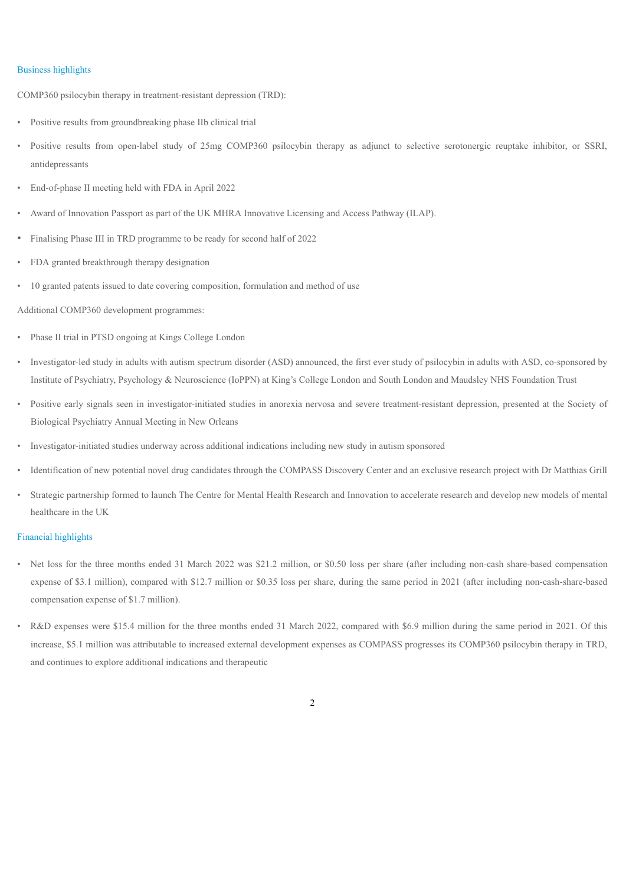## Business highlights

COMP360 psilocybin therapy in treatment-resistant depression (TRD):

- Positive results from groundbreaking phase IIb clinical trial
- Positive results from open-label study of 25mg COMP360 psilocybin therapy as adjunct to selective serotonergic reuptake inhibitor, or SSRI, antidepressants
- End-of-phase II meeting held with FDA in April 2022
- Award of Innovation Passport as part of the UK MHRA Innovative Licensing and Access Pathway (ILAP).
- Finalising Phase III in TRD programme to be ready for second half of 2022
- FDA granted breakthrough therapy designation
- 10 granted patents issued to date covering composition, formulation and method of use

Additional COMP360 development programmes:

- Phase II trial in PTSD ongoing at Kings College London
- Investigator-led study in adults with autism spectrum disorder (ASD) announced, the first ever study of psilocybin in adults with ASD, co-sponsored by Institute of Psychiatry, Psychology & Neuroscience (IoPPN) at King's College London and South London and Maudsley NHS Foundation Trust
- Positive early signals seen in investigator-initiated studies in anorexia nervosa and severe treatment-resistant depression, presented at the Society of Biological Psychiatry Annual Meeting in New Orleans
- Investigator-initiated studies underway across additional indications including new study in autism sponsored
- Identification of new potential novel drug candidates through the COMPASS Discovery Center and an exclusive research project with Dr Matthias Grill
- Strategic partnership formed to launch The Centre for Mental Health Research and Innovation to accelerate research and develop new models of mental healthcare in the UK

## Financial highlights

- Net loss for the three months ended 31 March 2022 was $21.2 million, or $0.50 loss per share (after including non-cash share-based compensation expense of $3.1 million), compared with $12.7 million or $0.35 loss per share, during the same period in 2021 (after including non-cash-share-based compensation expense of $1.7 million).
- R&D expenses were $15.4 million for the three months ended 31 March 2022, compared with $6.9 million during the same period in 2021. Of this increase, $5.1 million was attributable to increased external development expenses as COMPASS progresses its COMP360 psilocybin therapy in TRD, and continues to explore additional indications and therapeutic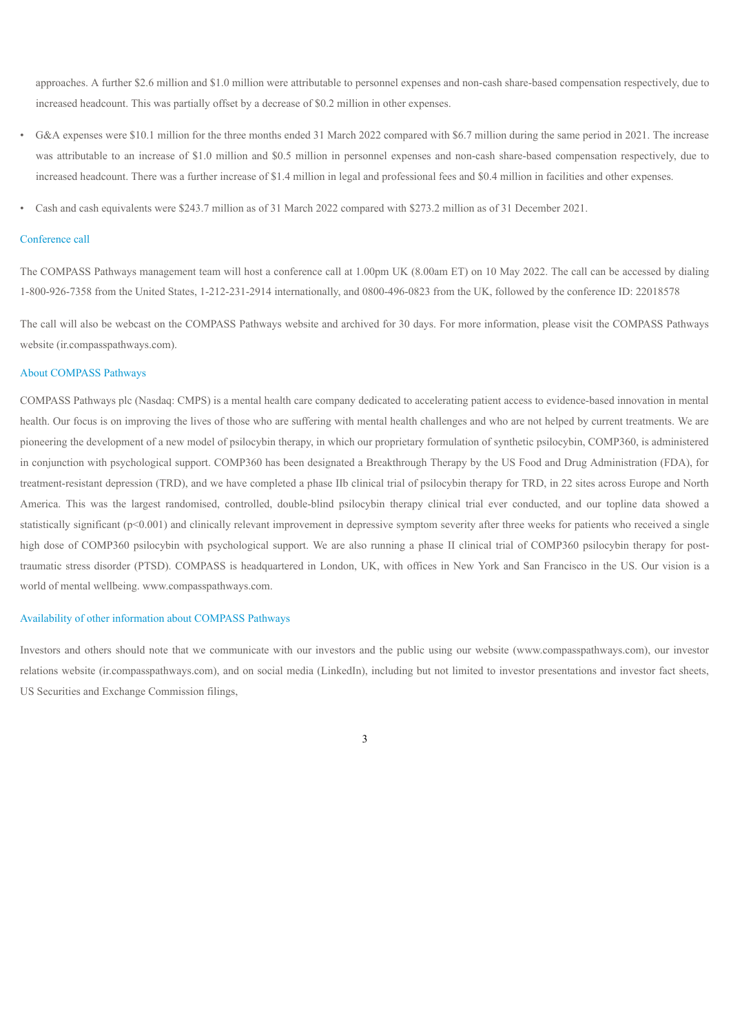approaches. A further $2.6 million and $1.0 million were attributable to personnel expenses and non-cash share-based compensation respectively, due to increased headcount. This was partially offset by a decrease of $0.2 million in other expenses.

- G&A expenses were $10.1 million for the three months ended 31 March 2022 compared with $6.7 million during the same period in 2021. The increase was attributable to an increase of $1.0 million and $0.5 million in personnel expenses and non-cash share-based compensation respectively, due to increased headcount. There was a further increase of $1.4 million in legal and professional fees and $0.4 million in facilities and other expenses.

- Cash and cash equivalents were $243.7 million as of 31 March 2022 compared with $273.2 million as of 31 December 2021.

## Conference call

The COMPASS Pathways management team will host a conference call at 1.00pm UK (8.00am ET) on 10 May 2022. The call can be accessed by dialing 1-800-926-7358 from the United States, 1-212-231-2914 internationally, and 0800-496-0823 from the UK, followed by the conference ID: 22018578

The call will also be webcast on the COMPASS Pathways website and archived for 30 days. For more information, please visit the COMPASS Pathways website (ir.compasspathways.com).

## About COMPASS Pathways

COMPASS Pathways plc (Nasdaq: CMPS) is a mental health care company dedicated to accelerating patient access to evidence-based innovation in mental health. Our focus is on improving the lives of those who are suffering with mental health challenges and who are not helped by current treatments. We are pioneering the development of a new model of psilocybin therapy, in which our proprietary formulation of synthetic psilocybin, COMP360, is administered in conjunction with psychological support. COMP360 has been designated a Breakthrough Therapy by the US Food and Drug Administration (FDA), for treatment-resistant depression (TRD), and we have completed a phase IIb clinical trial of psilocybin therapy for TRD, in 22 sites across Europe and North America. This was the largest randomised, controlled, double-blind psilocybin therapy clinical trial ever conducted, and our topline data showed a statistically significant ($p<0.001$) and clinically relevant improvement in depressive symptom severity after three weeks for patients who received a single high dose of COMP360 psilocybin with psychological support. We are also running a phase II clinical trial of COMP360 psilocybin therapy for post-traumatic stress disorder (PTSD). COMPASS is headquartered in London, UK, with offices in New York and San Francisco in the US. Our vision is a world of mental wellbeing. www.compasspathways.com.

## Availability of other information about COMPASS Pathways

Investors and others should note that we communicate with our investors and the public using our website (www.compasspathways.com), our investor relations website (ir.compasspathways.com), and on social media (LinkedIn), including but not limited to investor presentations and investor fact sheets, US Securities and Exchange Commission filings,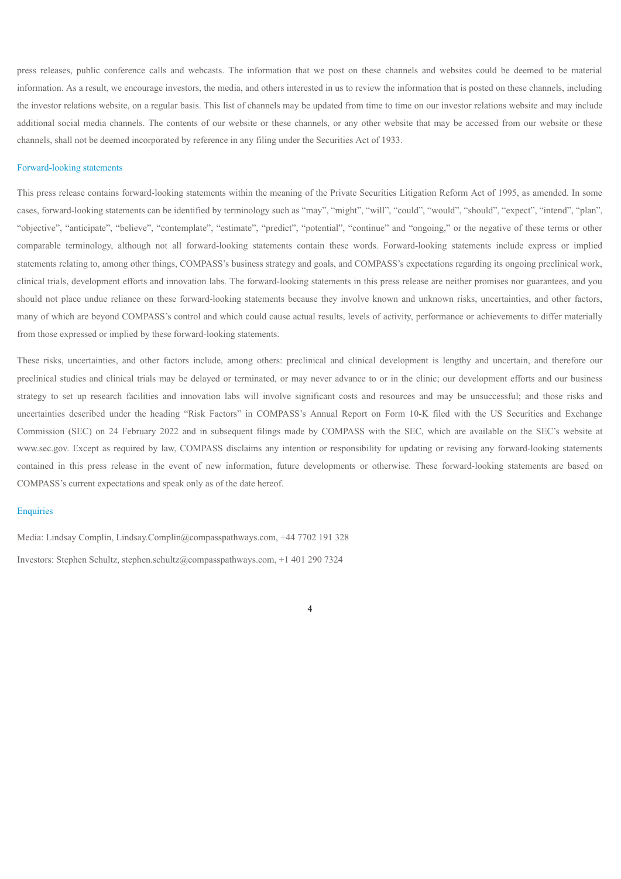press releases, public conference calls and webcasts. The information that we post on these channels and websites could be deemed to be material information. As a result, we encourage investors, the media, and others interested in us to review the information that is posted on these channels, including the investor relations website, on a regular basis. This list of channels may be updated from time to time on our investor relations website and may include additional social media channels. The contents of our website or these channels, or any other website that may be accessed from our website or these channels, shall not be deemed incorporated by reference in any filing under the Securities Act of 1933.

## Forward-looking statements

This press release contains forward-looking statements within the meaning of the Private Securities Litigation Reform Act of 1995, as amended. In some cases, forward-looking statements can be identified by terminology such as "may", "might", "will", "could", "would", "should", "expect", "intend", "plan", "objective", "anticipate", "believe", "contemplate", "estimate", "predict", "potential", "continue" and "ongoing," or the negative of these terms or other comparable terminology, although not all forward-looking statements contain these words. Forward-looking statements include express or implied statements relating to, among other things, COMPASS's business strategy and goals, and COMPASS's expectations regarding its ongoing preclinical work, clinical trials, development efforts and innovation labs. The forward-looking statements in this press release are neither promises nor guarantees, and you should not place undue reliance on these forward-looking statements because they involve known and unknown risks, uncertainties, and other factors, many of which are beyond COMPASS's control and which could cause actual results, levels of activity, performance or achievements to differ materially from those expressed or implied by these forward-looking statements.

These risks, uncertainties, and other factors include, among others: preclinical and clinical development is lengthy and uncertain, and therefore our preclinical studies and clinical trials may be delayed or terminated, or may never advance to or in the clinic; our development efforts and our business strategy to set up research facilities and innovation labs will involve significant costs and resources and may be unsuccessful; and those risks and uncertainties described under the heading "Risk Factors" in COMPASS's Annual Report on Form 10-K filed with the US Securities and Exchange Commission (SEC) on 24 February 2022 and in subsequent filings made by COMPASS with the SEC, which are available on the SEC's website at www.sec.gov. Except as required by law, COMPASS disclaims any intention or responsibility for updating or revising any forward-looking statements contained in this press release in the event of new information, future developments or otherwise. These forward-looking statements are based on COMPASS's current expectations and speak only as of the date hereof.

## Enquiries

Media: Lindsay Complin, Lindsay.Complin@compasspathways.com, +44 7702 191 328

Investors: Stephen Schultz, stephen.schultz@compasspathways.com, +1 401 290 7324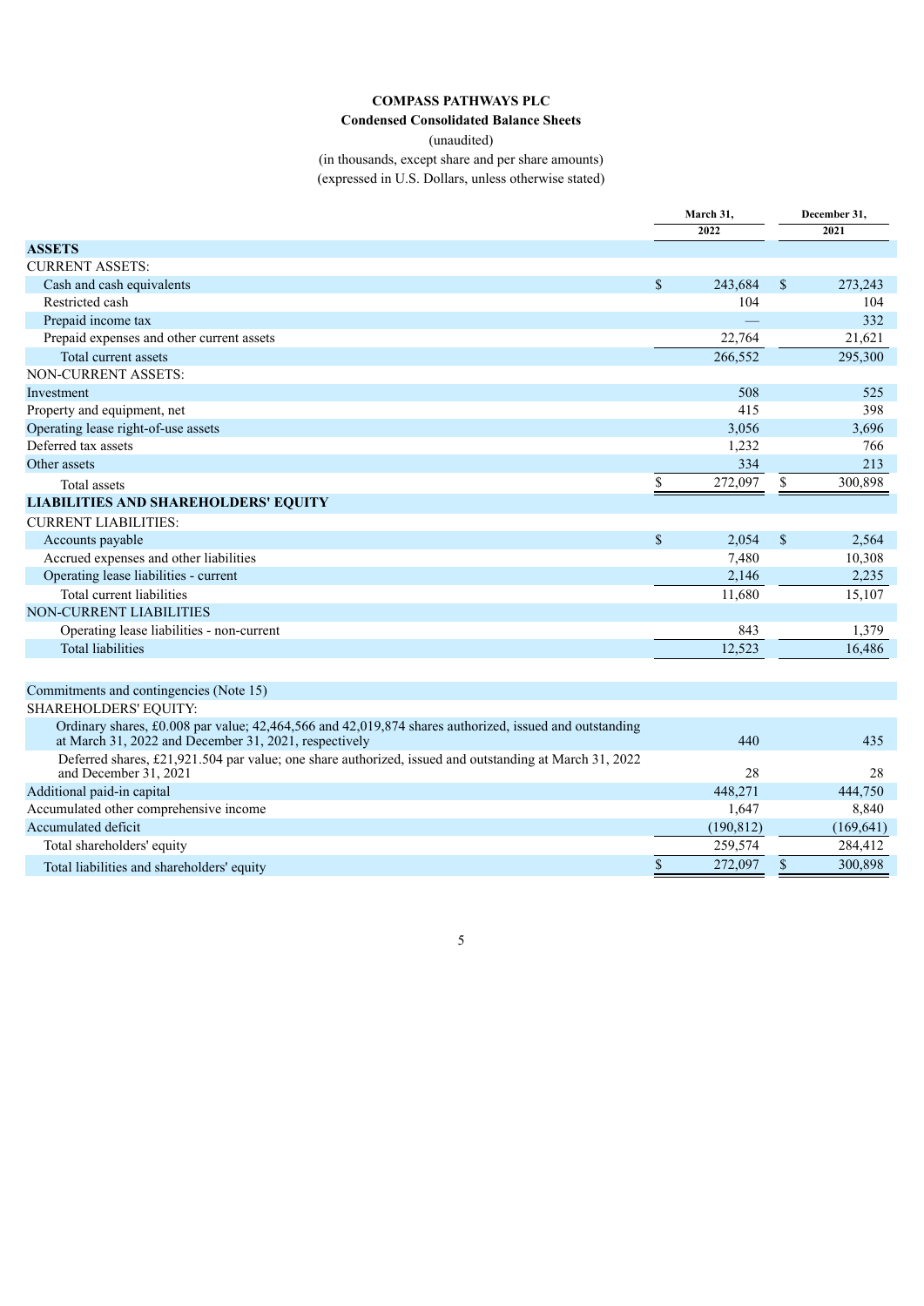# COMPASS PATHWAYS PLC

## Condensed Consolidated Balance Sheets

(unaudited)

(in thousands, except share and per share amounts)

(expressed in U.S. Dollars, unless otherwise stated)

| | March 31, 2022 | December 31, 2021 |
|---|---|---|
| **ASSETS** | | |
| CURRENT ASSETS: | | |
| Cash and cash equivalents | $ 243,684 | $ 273,243 |
| Restricted cash | 104 | 104 |
| Prepaid income tax | — | 332 |
| Prepaid expenses and other current assets | 22,764 | 21,621 |
| Total current assets | 266,552 | 295,300 |
| NON-CURRENT ASSETS: | | |
| Investment | 508 | 525 |
| Property and equipment, net | 415 | 398 |
| Operating lease right-of-use assets | 3,056 | 3,696 |
| Deferred tax assets | 1,232 | 766 |
| Other assets | 334 | 213 |
| Total assets | $ 272,097 | $ 300,898 |
| **LIABILITIES AND SHAREHOLDERS' EQUITY** | | |
| CURRENT LIABILITIES: | | |
| Accounts payable | $ 2,054 | $ 2,564 |
| Accrued expenses and other liabilities | 7,480 | 10,308 |
| Operating lease liabilities - current | 2,146 | 2,235 |
| Total current liabilities | 11,680 | 15,107 |
| NON-CURRENT LIABILITIES | | |
| Operating lease liabilities - non-current | 843 | 1,379 |
| Total liabilities | 12,523 | 16,486 |
| | | |
| Commitments and contingencies (Note 15) | | |
| SHAREHOLDERS' EQUITY: | | |
| Ordinary shares, £0.008 par value; 42,464,566 and 42,019,874 shares authorized, issued and outstanding at March 31, 2022 and December 31, 2021, respectively | 440 | 435 |
| Deferred shares, £21,921.504 par value; one share authorized, issued and outstanding at March 31, 2022 and December 31, 2021 | 28 | 28 |
| Additional paid-in capital | 448,271 | 444,750 |
| Accumulated other comprehensive income | 1,647 | 8,840 |
| Accumulated deficit | (190,812) | (169,641) |
| Total shareholders' equity | 259,574 | 284,412 |
| Total liabilities and shareholders' equity | $ 272,097 | $ 300,898 |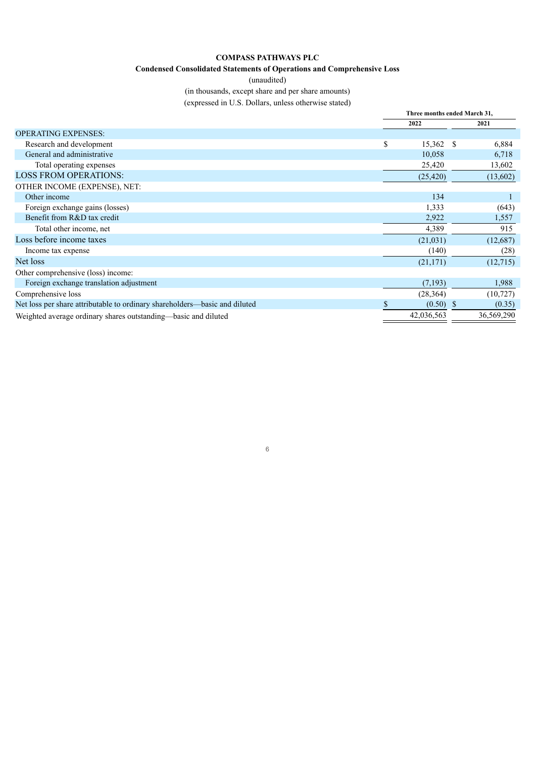**COMPASS PATHWAYS PLC**

**Condensed Consolidated Statements of Operations and Comprehensive Loss**

(unaudited)

(in thousands, except share and per share amounts)

(expressed in U.S. Dollars, unless otherwise stated)

| | Three months ended March 31, | |
|---|---|---|
| | 2022 | 2021 |
| OPERATING EXPENSES: | | |
| Research and development | $ 15,362 | $ 6,884 |
| General and administrative | 10,058 | 6,718 |
| Total operating expenses | 25,420 | 13,602 |
| LOSS FROM OPERATIONS: | (25,420) | (13,602) |
| OTHER INCOME (EXPENSE), NET: | | |
| Other income | 134 | 1 |
| Foreign exchange gains (losses) | 1,333 | (643) |
| Benefit from R&D tax credit | 2,922 | 1,557 |
| Total other income, net | 4,389 | 915 |
| Loss before income taxes | (21,031) | (12,687) |
| Income tax expense | (140) | (28) |
| Net loss | (21,171) | (12,715) |
| Other comprehensive (loss) income: | | |
| Foreign exchange translation adjustment | (7,193) | 1,988 |
| Comprehensive loss | (28,364) | (10,727) |
| Net loss per share attributable to ordinary shareholders—basic and diluted | $ (0.50) | $ (0.35) |
| Weighted average ordinary shares outstanding—basic and diluted | 42,036,563 | 36,569,290 |